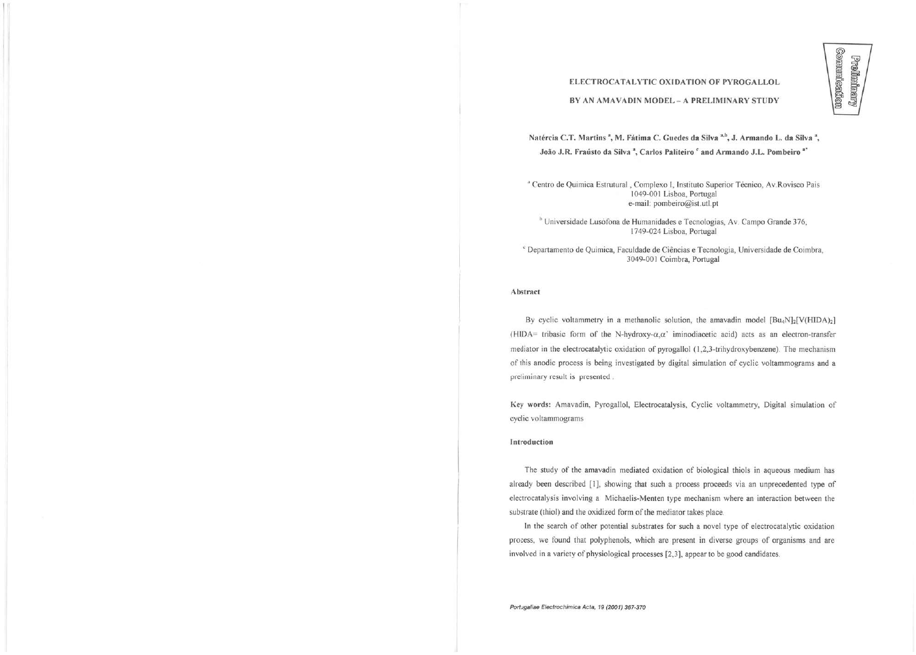# ELECTROCATALYTIC OXIDATION OF PYROGALLOL BY AN AMAVADIN MODEL – A PRELIMINARY STUDY

Preliminary Communication

**Natércia C.T. Martins [a], M. Fátima C. Guedes da Silva [a,b], J. Armando L. da Silva [a], João J.R. Fraústo da Silva [a], Carlos Paliteiro [c] and Armando J.L. Pombeiro [a*]**

[a] Centro de Química Estrutural, Complexo I, Instituto Superior Técnico, Av.Rovisco Pais 1049-001 Lisboa, Portugal
e-mail: pombeiro@ist.utl.pt

[b] Universidade Lusófona de Humanidades e Tecnologias, Av. Campo Grande 376, 1749-024 Lisboa, Portugal

[c] Departamento de Química, Faculdade de Ciências e Tecnologia, Universidade de Coimbra, 3049-001 Coimbra, Portugal

### Abstract

By cyclic voltammetry in a methanolic solution, the amavadin model $[Bu_4N]_2[V(HIDA)_2]$ (HIDA= tribasic form of the N-hydroxy-$\alpha,\alpha'$ iminodiacetic acid) acts as an electron-transfer mediator in the electrocatalytic oxidation of pyrogallol (1,2,3-trihydroxybenzene). The mechanism of this anodic process is being investigated by digital simulation of cyclic voltammograms and a preliminary result is presented.

**Key words:** Amavadin, Pyrogallol, Electrocatalysis, Cyclic voltammetry, Digital simulation of cyclic voltammograms

### Introduction

The study of the amavadin mediated oxidation of biological thiols in aqueous medium has already been described [1], showing that such a process proceeds via an unprecedented type of electrocatalysis involving a Michaelis-Menten type mechanism where an interaction between the substrate (thiol) and the oxidized form of the mediator takes place.

In the search of other potential substrates for such a novel type of electrocatalytic oxidation process, we found that polyphenols, which are present in diverse groups of organisms and are involved in a variety of physiological processes [2,3], appear to be good candidates.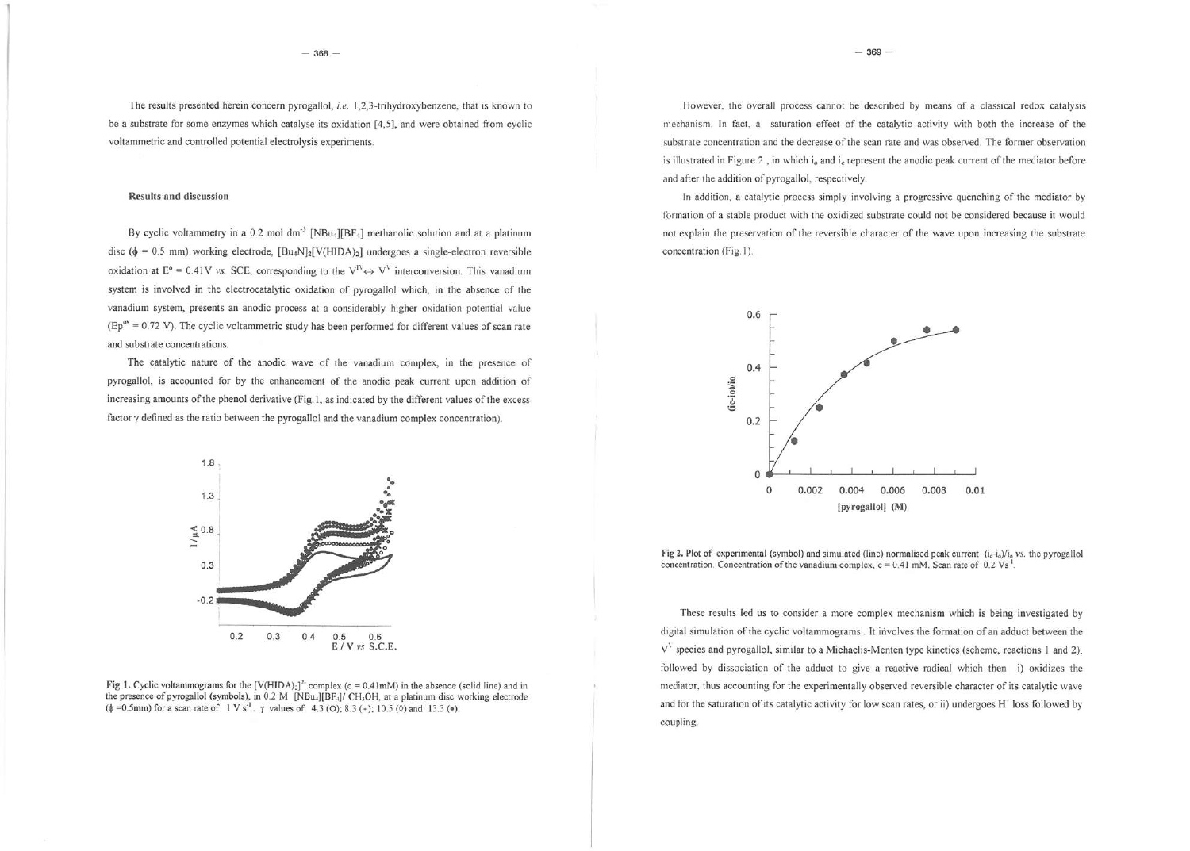The results presented herein concern pyrogallol, *i.e.* 1,2,3-trihydroxybenzene, that is known to be a substrate for some enzymes which catalyse its oxidation [4,5], and were obtained from cyclic voltammetric and controlled potential electrolysis experiments.

## Results and discussion

By cyclic voltammetry in a 0.2 mol $dm^{-3}$ $[NBu_4][BF_4]$ methanolic solution and at a platinum disc ($\phi$ = 0.5 mm) working electrode, $[Bu_4N]_2[V(HIDA)_2]$ undergoes a single-electron reversible oxidation at $E^{o}$ = 0.41V *vs.* SCE, corresponding to the $V^{IV} \leftrightarrow V^{V}$ interconversion. This vanadium system is involved in the electrocatalytic oxidation of pyrogallol which, in the absence of the vanadium system, presents an anodic process at a considerably higher oxidation potential value ($Ep^{ox}$ = 0.72 V). The cyclic voltammetric study has been performed for different values of scan rate and substrate concentrations.

The catalytic nature of the anodic wave of the vanadium complex, in the presence of pyrogallol, is accounted for by the enhancement of the anodic peak current upon addition of increasing amounts of the phenol derivative (Fig. 1, as indicated by the different values of the excess factor $\gamma$ defined as the ratio between the pyrogallol and the vanadium complex concentration).

**Fig 1.** Cyclic voltammograms for the $[V(HIDA)_2]^{2-}$ complex (c = 0.41mM) in the absence (solid line) and in the presence of pyrogallol (symbols), in 0.2 M $[NBu_4][BF_4]$/ $CH_3OH$, at a platinum disc working electrode ($\phi$ =0.5mm) for a scan rate of 1 V $s^{-1}$. $\gamma$ values of 4.3 (○); 8.3 (+); 10.5 (◊) and 13.3 (•).

However, the overall process cannot be described by means of a classical redox catalysis mechanism. In fact, a saturation effect of the catalytic activity with both the increase of the substrate concentration and the decrease of the scan rate and was observed. The former observation is illustrated in Figure 2 , in which $i_o$ and $i_c$ represent the anodic peak current of the mediator before and after the addition of pyrogallol, respectively.

In addition, a catalytic process simply involving a progressive quenching of the mediator by formation of a stable product with the oxidized substrate could not be considered because it would not explain the preservation of the reversible character of the wave upon increasing the substrate concentration (Fig. 1).

**Fig 2.** Plot of experimental (symbol) and simulated (line) normalised peak current $(i_c-i_o)/i_o$ *vs.* the pyrogallol concentration. Concentration of the vanadium complex, c = 0.41 mM. Scan rate of 0.2 $Vs^{-1}$.

These results led us to consider a more complex mechanism which is being investigated by digital simulation of the cyclic voltammograms . It involves the formation of an adduct between the $V^{V}$ species and pyrogallol, similar to a Michaelis-Menten type kinetics (scheme, reactions 1 and 2), followed by dissociation of the adduct to give a reactive radical which then i) oxidizes the mediator, thus accounting for the experimentally observed reversible character of its catalytic wave and for the saturation of its catalytic activity for low scan rates, or ii) undergoes $H^{+}$ loss followed by coupling.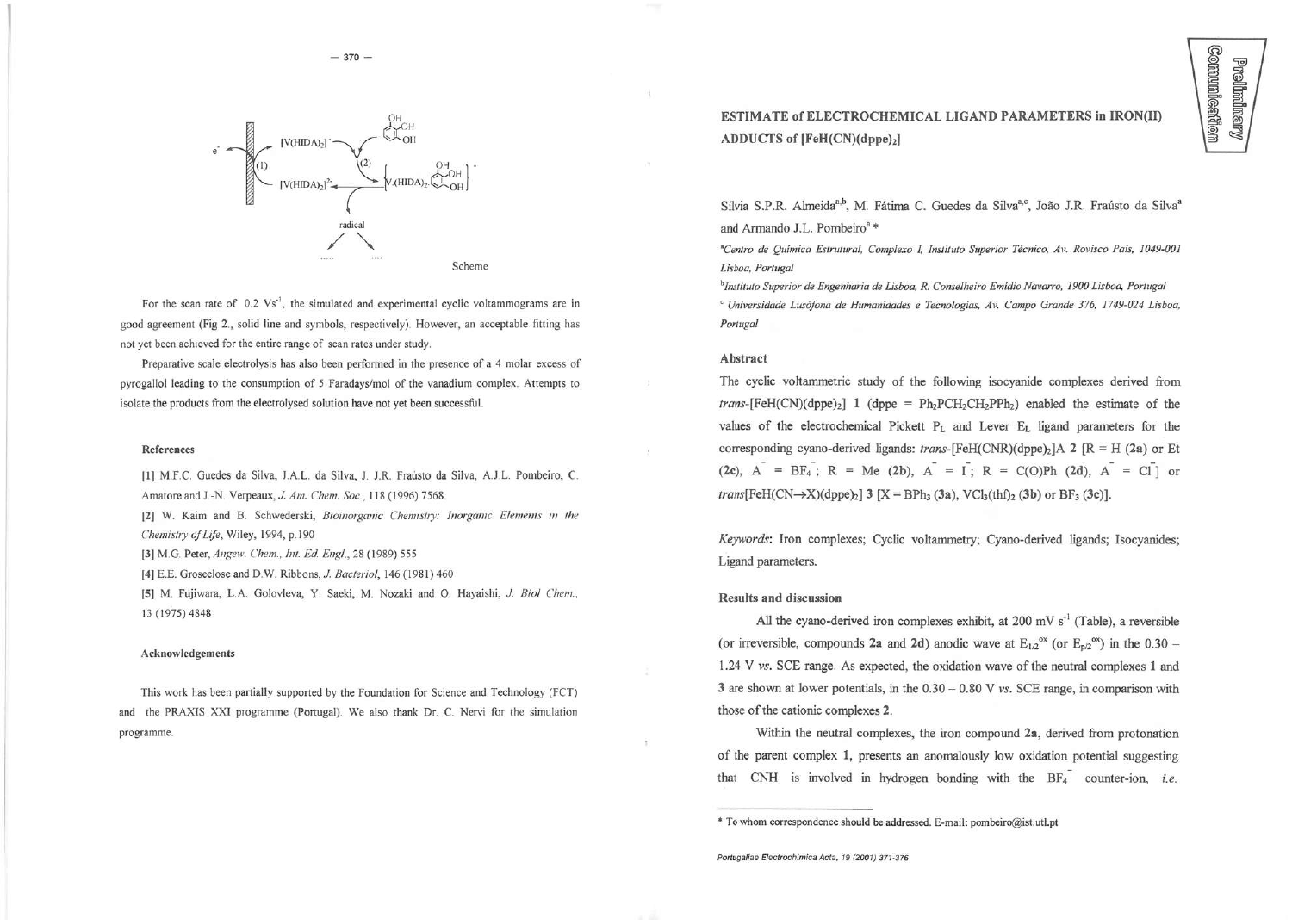[V(HIDA)$_2$]$^-$

(1)

(2)

[V(HIDA)$_2$]$^{2-}$

V(HIDA)$_2$

radical

Scheme

For the scan rate of 0.2 Vs$^{-1}$, the simulated and experimental cyclic voltammograms are in good agreement (Fig 2., solid line and symbols, respectively). However, an acceptable fitting has not yet been achieved for the entire range of scan rates under study.

Preparative scale electrolysis has also been performed in the presence of a 4 molar excess of pyrogallol leading to the consumption of 5 Faradays/mol of the vanadium complex. Attempts to isolate the products from the electrolysed solution have not yet been successful.

### References

[1] M.F.C. Guedes da Silva, J.A.L. da Silva, J. J.R. Fraústo da Silva, A.J.L. Pombeiro, C. Amatore and J.-N. Verpeaux, *J. Am. Chem. Soc.*, 118 (1996) 7568.

[2] W. Kaim and B. Schwederski, *Bioinorganic Chemistry: Inorganic Elements in the Chemistry of Life*, Wiley, 1994, p.190

[3] M.G. Peter, *Angew. Chem., Int. Ed. Engl.*, 28 (1989) 555

[4] E.E. Groseclose and D.W. Ribbons, *J. Bacteriol*, 146 (1981) 460

[5] M. Fujiwara, L.A. Golovleva, Y. Saeki, M. Nozaki and O. Hayaishi, *J. Biol Chem.*, 13 (1975) 4848

### Acknowledgements

This work has been partially supported by the Foundation for Science and Technology (FCT) and the PRAXIS XXI programme (Portugal). We also thank Dr. C. Nervi for the simulation programme.

Preliminary Communication

# ESTIMATE of ELECTROCHEMICAL LIGAND PARAMETERS in IRON(II) ADDUCTS of [FeH(CN)(dppe)$_2$]

Sílvia S.P.R. Almeida[a,b], M. Fátima C. Guedes da Silva[a,c], João J.R. Fraústo da Silva[a] and Armando J.L. Pombeiro[a] *

[a] *Centro de Química Estrutural, Complexo I, Instituto Superior Técnico, Av. Rovisco Pais, 1049-001 Lisboa, Portugal*

[b] *Instituto Superior de Engenharia de Lisboa, R. Conselheiro Emídio Navarro, 1900 Lisboa, Portugal*

[c] *Universidade Lusófona de Humanidades e Tecnologias, Av. Campo Grande 376, 1749-024 Lisboa, Portugal*

### Abstract

The cyclic voltammetric study of the following isocyanide complexes derived from *trans*-[FeH(CN)(dppe)$_2$] **1** (dppe = $Ph_2PCH_2CH_2PPh_2$) enabled the estimate of the values of the electrochemical Pickett $P_L$ and Lever $E_L$ ligand parameters for the corresponding cyano-derived ligands: *trans*-[FeH(CNR)(dppe)$_2$]A **2** [R = H (**2a**) or Et (**2c**), $A^-$ = $BF_4^-$; R = Me (**2b**), $A^-$ = $I^-$; R = C(O)Ph (**2d**), $A^-$ = $Cl^-$] or *trans*[FeH(CN→X)(dppe)$_2$] **3** [X = $BPh_3$ (**3a**), $VCl_3(thf)_2$ (**3b**) or $BF_3$ (**3c**)].

*Keywords*: Iron complexes; Cyclic voltammetry; Cyano-derived ligands; Isocyanides; Ligand parameters.

### Results and discussion

All the cyano-derived iron complexes exhibit, at 200 mV s$^{-1}$ (Table), a reversible (or irreversible, compounds **2a** and **2d**) anodic wave at $E_{1/2}^{ox}$ (or $E_{p/2}^{ox}$) in the 0.30 – 1.24 V *vs.* SCE range. As expected, the oxidation wave of the neutral complexes **1** and **3** are shown at lower potentials, in the 0.30 – 0.80 V *vs.* SCE range, in comparison with those of the cationic complexes **2**.

Within the neutral complexes, the iron compound **2a**, derived from protonation of the parent complex **1**, presents an anomalously low oxidation potential suggesting that CNH is involved in hydrogen bonding with the $BF_4^-$ counter-ion, *i.e.*

* To whom correspondence should be addressed. E-mail: pombeiro@ist.utl.pt